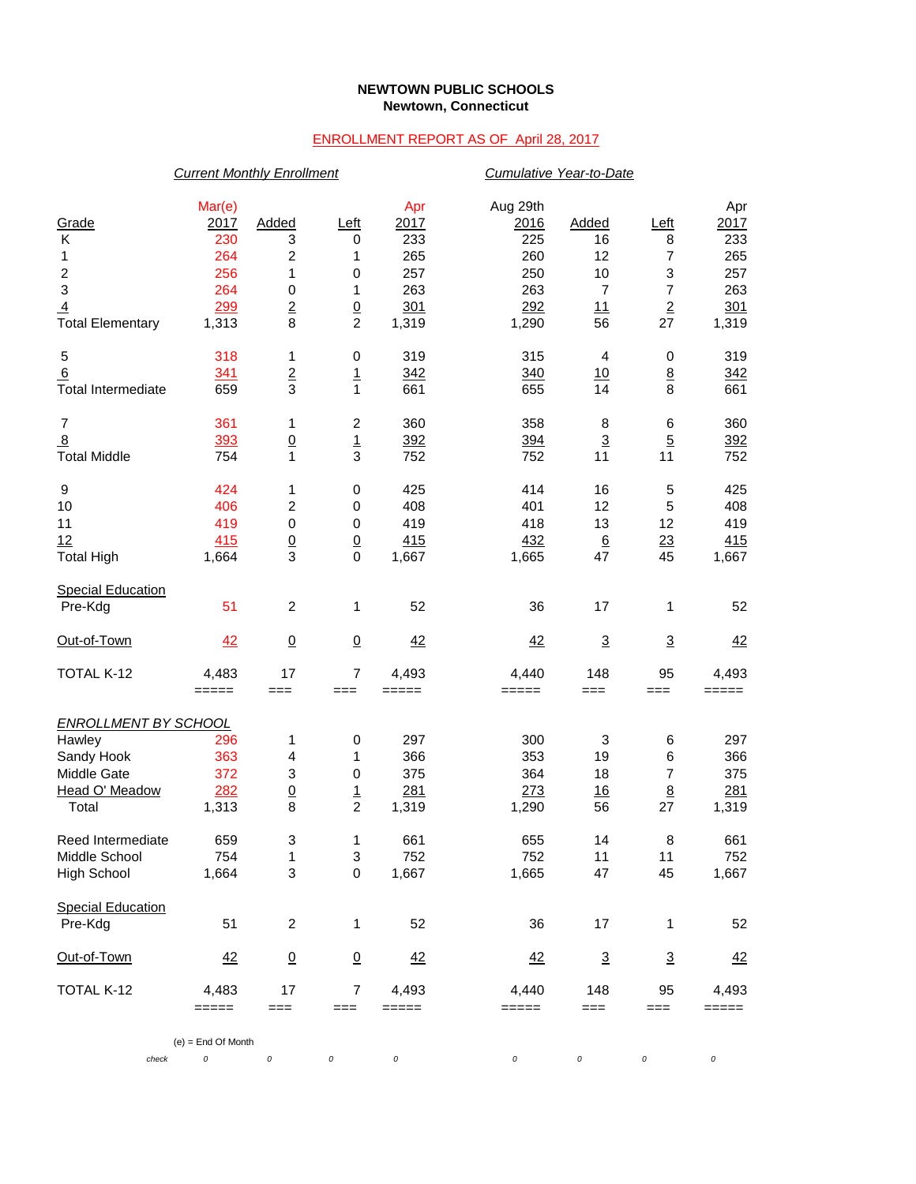**NEWTOWN PUBLIC SCHOOLS**
**Newtown, Connecticut**

ENROLLMENT REPORT AS OF April 28, 2017

| | *Current Monthly Enrollment* | | | | *Cumulative Year-to-Date* | | | |
|---|---|---|---|---|---|---|---|---|
| Grade | Mar(e) 2017 | Added | Left | Apr 2017 | Aug 29th 2016 | Added | Left | Apr 2017 |
| K | 230 | 3 | 0 | 233 | 225 | 16 | 8 | 233 |
| 1 | 264 | 2 | 1 | 265 | 260 | 12 | 7 | 265 |
| 2 | 256 | 1 | 0 | 257 | 250 | 10 | 3 | 257 |
| 3 | 264 | 0 | 1 | 263 | 263 | 7 | 7 | 263 |
| 4 | 299 | 2 | 0 | 301 | 292 | 11 | 2 | 301 |
| Total Elementary | 1,313 | 8 | 2 | 1,319 | 1,290 | 56 | 27 | 1,319 |
| 5 | 318 | 1 | 0 | 319 | 315 | 4 | 0 | 319 |
| 6 | 341 | 2 | 1 | 342 | 340 | 10 | 8 | 342 |
| Total Intermediate | 659 | 3 | 1 | 661 | 655 | 14 | 8 | 661 |
| 7 | 361 | 1 | 2 | 360 | 358 | 8 | 6 | 360 |
| 8 | 393 | 0 | 1 | 392 | 394 | 3 | 5 | 392 |
| Total Middle | 754 | 1 | 3 | 752 | 752 | 11 | 11 | 752 |
| 9 | 424 | 1 | 0 | 425 | 414 | 16 | 5 | 425 |
| 10 | 406 | 2 | 0 | 408 | 401 | 12 | 5 | 408 |
| 11 | 419 | 0 | 0 | 419 | 418 | 13 | 12 | 419 |
| 12 | 415 | 0 | 0 | 415 | 432 | 6 | 23 | 415 |
| Total High | 1,664 | 3 | 0 | 1,667 | 1,665 | 47 | 45 | 1,667 |
| Special Education Pre-Kdg | 51 | 2 | 1 | 52 | 36 | 17 | 1 | 52 |
| Out-of-Town | 42 | 0 | 0 | 42 | 42 | 3 | 3 | 42 |
| TOTAL K-12 | 4,483 | 17 | 7 | 4,493 | 4,440 | 148 | 95 | 4,493 |
| *ENROLLMENT BY SCHOOL* | | | | | | | | |
| Hawley | 296 | 1 | 0 | 297 | 300 | 3 | 6 | 297 |
| Sandy Hook | 363 | 4 | 1 | 366 | 353 | 19 | 6 | 366 |
| Middle Gate | 372 | 3 | 0 | 375 | 364 | 18 | 7 | 375 |
| Head O' Meadow | 282 | 0 | 1 | 281 | 273 | 16 | 8 | 281 |
| Total | 1,313 | 8 | 2 | 1,319 | 1,290 | 56 | 27 | 1,319 |
| Reed Intermediate | 659 | 3 | 1 | 661 | 655 | 14 | 8 | 661 |
| Middle School | 754 | 1 | 3 | 752 | 752 | 11 | 11 | 752 |
| High School | 1,664 | 3 | 0 | 1,667 | 1,665 | 47 | 45 | 1,667 |
| Special Education Pre-Kdg | 51 | 2 | 1 | 52 | 36 | 17 | 1 | 52 |
| Out-of-Town | 42 | 0 | 0 | 42 | 42 | 3 | 3 | 42 |
| TOTAL K-12 | 4,483 | 17 | 7 | 4,493 | 4,440 | 148 | 95 | 4,493 |
| check | 0 | 0 | 0 | 0 | 0 | 0 | 0 | 0 |

(e) = End Of Month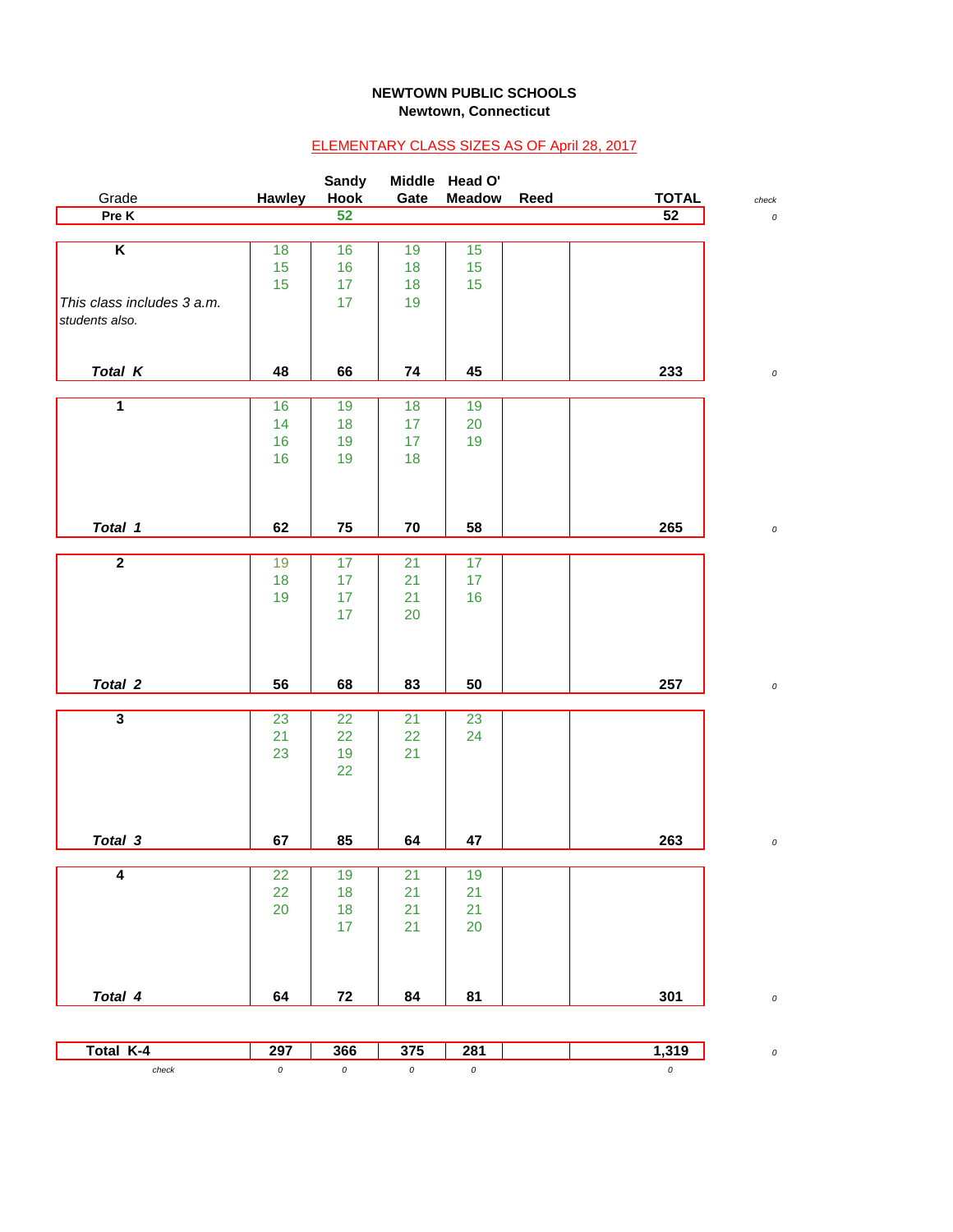**NEWTOWN PUBLIC SCHOOLS**
**Newtown, Connecticut**

ELEMENTARY CLASS SIZES AS OF April 28, 2017

| Grade | Hawley | Sandy Hook | Middle Gate | Head O' Meadow | Reed | TOTAL | check |
|---|---|---|---|---|---|---|---|
| **Pre K** | | 52 | | | | **52** | 0 |
| **K** | 18 | 16 | 19 | 15 | | | |
| | 15 | 16 | 18 | 15 | | | |
| | 15 | 17 | 18 | 15 | | | |
| *This class includes 3 a.m. students also.* | | 17 | 19 | | | | |
| ***Total K*** | **48** | **66** | **74** | **45** | | **233** | 0 |
| **1** | 16 | 19 | 18 | 19 | | | |
| | 14 | 18 | 17 | 20 | | | |
| | 16 | 19 | 17 | 19 | | | |
| | 16 | 19 | 18 | | | | |
| ***Total 1*** | **62** | **75** | **70** | **58** | | **265** | 0 |
| **2** | 19 | 17 | 21 | 17 | | | |
| | 18 | 17 | 21 | 17 | | | |
| | 19 | 17 | 21 | 16 | | | |
| | | 17 | 20 | | | | |
| ***Total 2*** | **56** | **68** | **83** | **50** | | **257** | 0 |
| **3** | 23 | 22 | 21 | 23 | | | |
| | 21 | 22 | 22 | 24 | | | |
| | 23 | 19 | 21 | | | | |
| | | 22 | | | | | |
| ***Total 3*** | **67** | **85** | **64** | **47** | | **263** | 0 |
| **4** | 22 | 19 | 21 | 19 | | | |
| | 22 | 18 | 21 | 21 | | | |
| | 20 | 18 | 21 | 21 | | | |
| | | 17 | 21 | 20 | | | |
| ***Total 4*** | **64** | **72** | **84** | **81** | | **301** | 0 |
| **Total K-4** | **297** | **366** | **375** | **281** | | **1,319** | 0 |
| *check* | 0 | 0 | 0 | 0 | | 0 | |